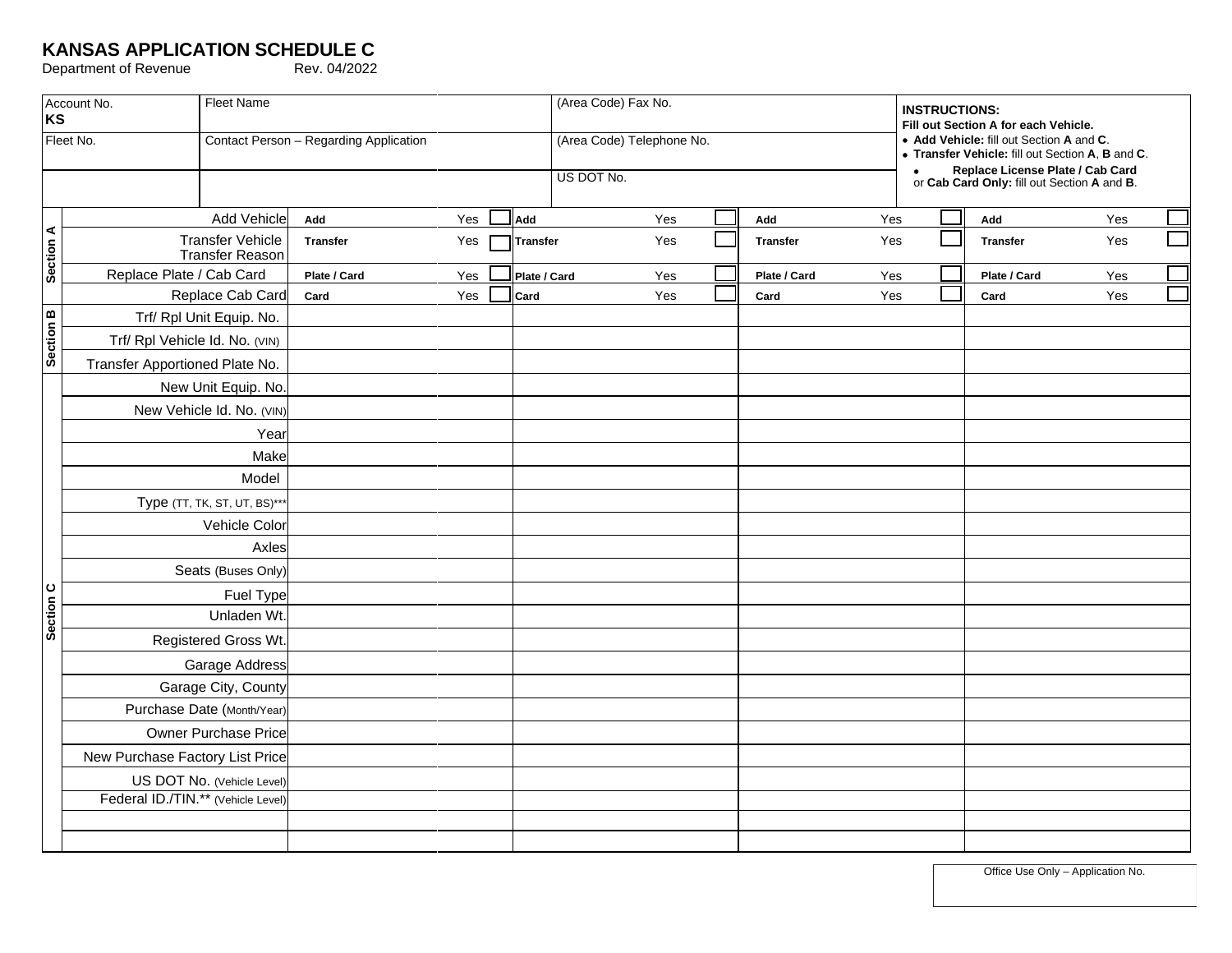# KANSAS APPLICATION SCHEDULE C

Department of Revenue Rev. 04/2022

| Account No. KS | Fleet Name | (Area Code) Fax No. |
|---|---|---|
| Fleet No. | Contact Person – Regarding Application | (Area Code) Telephone No. |
| | | US DOT No. |

**INSTRUCTIONS:**
**Fill out Section A for each Vehicle.**

- **Add Vehicle:** fill out Section **A** and **C**.
- **Transfer Vehicle:** fill out Section **A**, **B** and **C**.
- **Replace License Plate / Cab Card** or **Cab Card Only:** fill out Section **A** and **B**.

| Section | Field | Vehicle 1 | | Vehicle 2 | | Vehicle 3 | | Vehicle 4 | |
|---|---|---|---|---|---|---|---|---|---|
| Section A | Add Vehicle | **Add** | Yes ☐ | **Add** | Yes ☐ | **Add** | Yes ☐ | **Add** | Yes ☐ |
| | Transfer Vehicle / Transfer Reason | **Transfer** | Yes ☐ | **Transfer** | Yes ☐ | **Transfer** | Yes ☐ | **Transfer** | Yes ☐ |
| | Replace Plate / Cab Card | **Plate / Card** | Yes ☐ | **Plate / Card** | Yes ☐ | **Plate / Card** | Yes ☐ | **Plate / Card** | Yes ☐ |
| | Replace Cab Card | **Card** | Yes ☐ | **Card** | Yes ☐ | **Card** | Yes ☐ | **Card** | Yes ☐ |
| Section B | Trf/ Rpl Unit Equip. No. | | | | | | | | |
| | Trf/ Rpl Vehicle Id. No. (VIN) | | | | | | | | |
| | Transfer Apportioned Plate No. | | | | | | | | |
| Section C | New Unit Equip. No. | | | | | | | | |
| | New Vehicle Id. No. (VIN) | | | | | | | | |
| | Year | | | | | | | | |
| | Make | | | | | | | | |
| | Model | | | | | | | | |
| | Type (TT, TK, ST, UT, BS)*** | | | | | | | | |
| | Vehicle Color | | | | | | | | |
| | Axles | | | | | | | | |
| | Seats (Buses Only) | | | | | | | | |
| | Fuel Type | | | | | | | | |
| | Unladen Wt. | | | | | | | | |
| | Registered Gross Wt. | | | | | | | | |
| | Garage Address | | | | | | | | |
| | Garage City, County | | | | | | | | |
| | Purchase Date (Month/Year) | | | | | | | | |
| | Owner Purchase Price | | | | | | | | |
| | New Purchase Factory List Price | | | | | | | | |
| | US DOT No. (Vehicle Level) | | | | | | | | |
| | Federal ID./TIN.** (Vehicle Level) | | | | | | | | |
| | | | | | | | | | |
| | | | | | | | | | |

Office Use Only – Application No.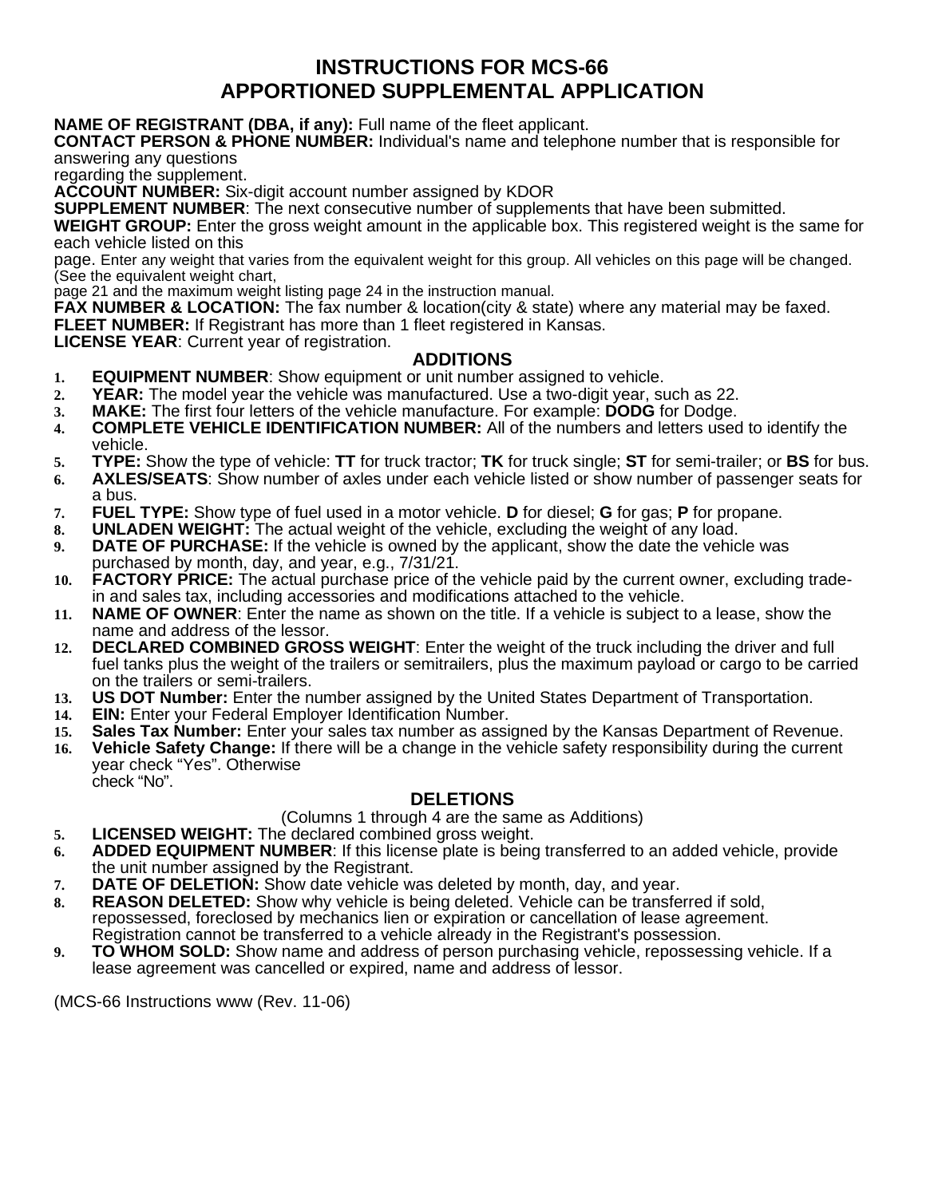# INSTRUCTIONS FOR MCS-66
# APPORTIONED SUPPLEMENTAL APPLICATION

**NAME OF REGISTRANT (DBA, if any):** Full name of the fleet applicant.
**CONTACT PERSON & PHONE NUMBER:** Individual's name and telephone number that is responsible for answering any questions regarding the supplement.
**ACCOUNT NUMBER:** Six-digit account number assigned by KDOR
**SUPPLEMENT NUMBER**: The next consecutive number of supplements that have been submitted.
**WEIGHT GROUP:** Enter the gross weight amount in the applicable box. This registered weight is the same for each vehicle listed on this page. Enter any weight that varies from the equivalent weight for this group. All vehicles on this page will be changed. (See the equivalent weight chart, page 21 and the maximum weight listing page 24 in the instruction manual.
**FAX NUMBER & LOCATION:** The fax number & location(city & state) where any material may be faxed.
**FLEET NUMBER:** If Registrant has more than 1 fleet registered in Kansas.
**LICENSE YEAR**: Current year of registration.

## ADDITIONS

1. **EQUIPMENT NUMBER**: Show equipment or unit number assigned to vehicle.
2. **YEAR:** The model year the vehicle was manufactured. Use a two-digit year, such as 22.
3. **MAKE:** The first four letters of the vehicle manufacture. For example: **DODG** for Dodge.
4. **COMPLETE VEHICLE IDENTIFICATION NUMBER:** All of the numbers and letters used to identify the vehicle.
5. **TYPE:** Show the type of vehicle: **TT** for truck tractor; **TK** for truck single; **ST** for semi-trailer; or **BS** for bus.
6. **AXLES/SEATS**: Show number of axles under each vehicle listed or show number of passenger seats for a bus.
7. **FUEL TYPE:** Show type of fuel used in a motor vehicle. **D** for diesel; **G** for gas; **P** for propane.
8. **UNLADEN WEIGHT:** The actual weight of the vehicle, excluding the weight of any load.
9. **DATE OF PURCHASE:** If the vehicle is owned by the applicant, show the date the vehicle was purchased by month, day, and year, e.g., 7/31/21.
10. **FACTORY PRICE:** The actual purchase price of the vehicle paid by the current owner, excluding trade-in and sales tax, including accessories and modifications attached to the vehicle.
11. **NAME OF OWNER**: Enter the name as shown on the title. If a vehicle is subject to a lease, show the name and address of the lessor.
12. **DECLARED COMBINED GROSS WEIGHT**: Enter the weight of the truck including the driver and full fuel tanks plus the weight of the trailers or semitrailers, plus the maximum payload or cargo to be carried on the trailers or semi-trailers.
13. **US DOT Number:** Enter the number assigned by the United States Department of Transportation.
14. **EIN:** Enter your Federal Employer Identification Number.
15. **Sales Tax Number:** Enter your sales tax number as assigned by the Kansas Department of Revenue.
16. **Vehicle Safety Change:** If there will be a change in the vehicle safety responsibility during the current year check "Yes". Otherwise check "No".

## DELETIONS

(Columns 1 through 4 are the same as Additions)

5. **LICENSED WEIGHT:** The declared combined gross weight.
6. **ADDED EQUIPMENT NUMBER**: If this license plate is being transferred to an added vehicle, provide the unit number assigned by the Registrant.
7. **DATE OF DELETION:** Show date vehicle was deleted by month, day, and year.
8. **REASON DELETED:** Show why vehicle is being deleted. Vehicle can be transferred if sold, repossessed, foreclosed by mechanics lien or expiration or cancellation of lease agreement. Registration cannot be transferred to a vehicle already in the Registrant's possession.
9. **TO WHOM SOLD:** Show name and address of person purchasing vehicle, repossessing vehicle. If a lease agreement was cancelled or expired, name and address of lessor.

(MCS-66 Instructions www (Rev. 11-06)